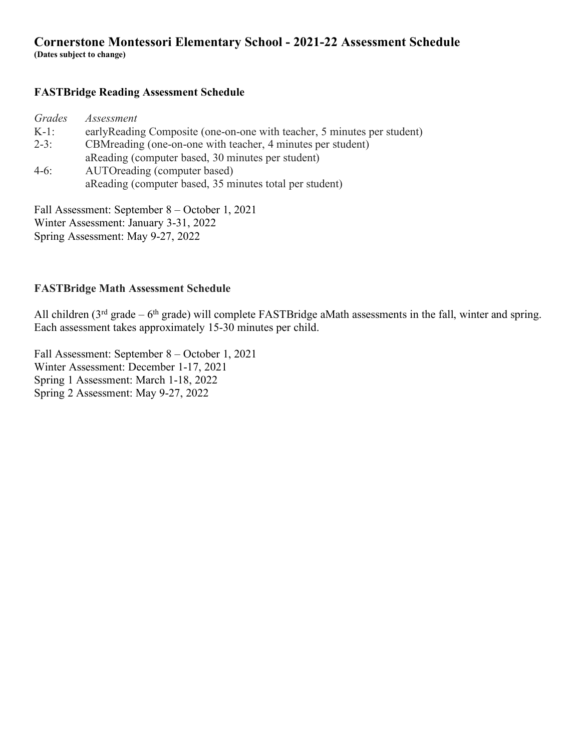# Cornerstone Montessori Elementary School - 2021-22 Assessment Schedule

**(Dates subject to change)**

## FASTBridge Reading Assessment Schedule

| *Grades* | *Assessment* |
|---|---|
| K-1: | earlyReading Composite (one-on-one with teacher, 5 minutes per student) |
| 2-3: | CBMreading (one-on-one with teacher, 4 minutes per student) |
| | aReading (computer based, 30 minutes per student) |
| 4-6: | AUTOreading (computer based) |
| | aReading (computer based, 35 minutes total per student) |

Fall Assessment: September 8 – October 1, 2021
Winter Assessment: January 3-31, 2022
Spring Assessment: May 9-27, 2022

## FASTBridge Math Assessment Schedule

All children (3rd grade – 6th grade) will complete FASTBridge aMath assessments in the fall, winter and spring. Each assessment takes approximately 15-30 minutes per child.

Fall Assessment: September 8 – October 1, 2021
Winter Assessment: December 1-17, 2021
Spring 1 Assessment: March 1-18, 2022
Spring 2 Assessment: May 9-27, 2022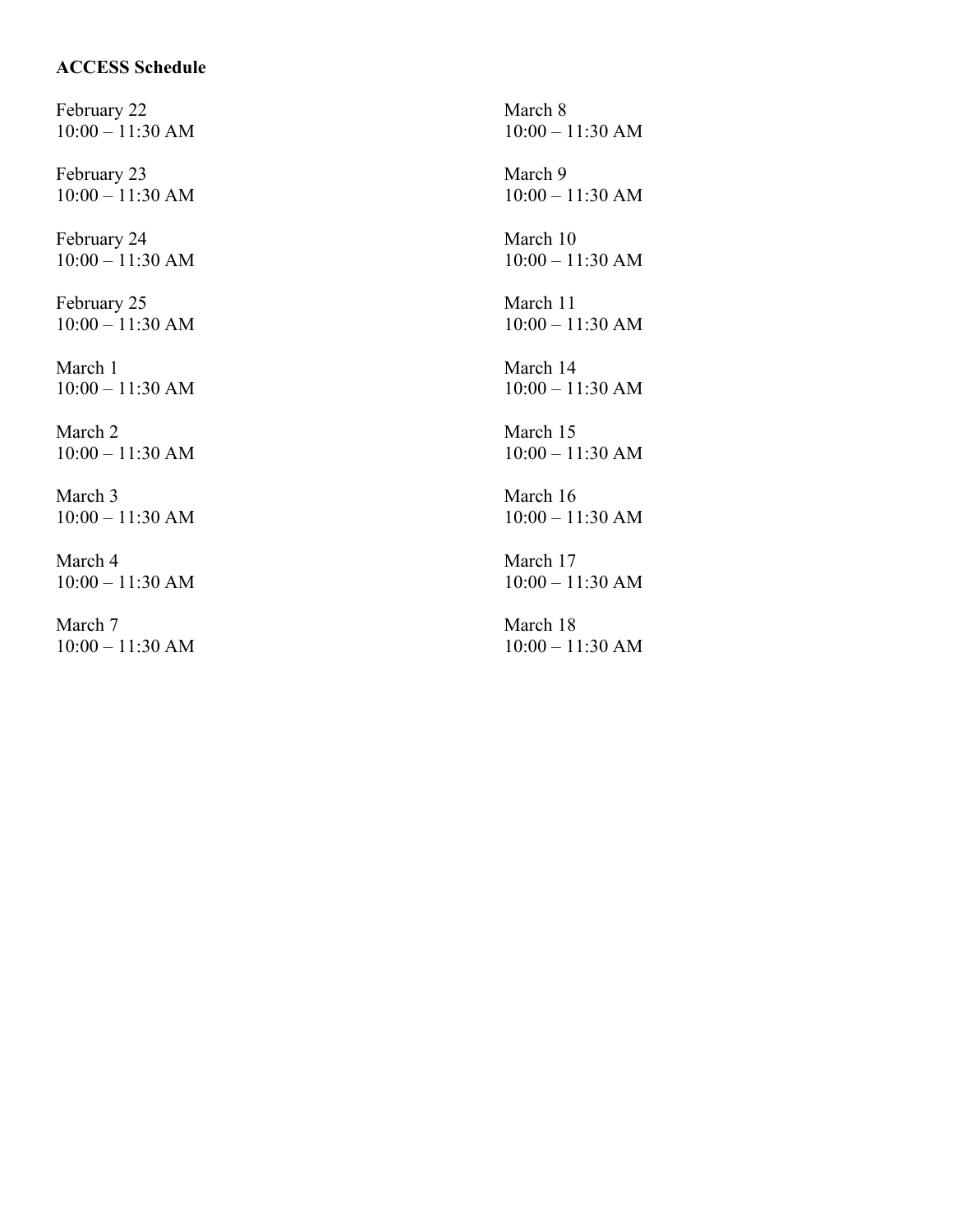**ACCESS Schedule**

February 22
10:00 – 11:30 AM

February 23
10:00 – 11:30 AM

February 24
10:00 – 11:30 AM

February 25
10:00 – 11:30 AM

March 1
10:00 – 11:30 AM

March 2
10:00 – 11:30 AM

March 3
10:00 – 11:30 AM

March 4
10:00 – 11:30 AM

March 7
10:00 – 11:30 AM

March 8
10:00 – 11:30 AM

March 9
10:00 – 11:30 AM

March 10
10:00 – 11:30 AM

March 11
10:00 – 11:30 AM

March 14
10:00 – 11:30 AM

March 15
10:00 – 11:30 AM

March 16
10:00 – 11:30 AM

March 17
10:00 – 11:30 AM

March 18
10:00 – 11:30 AM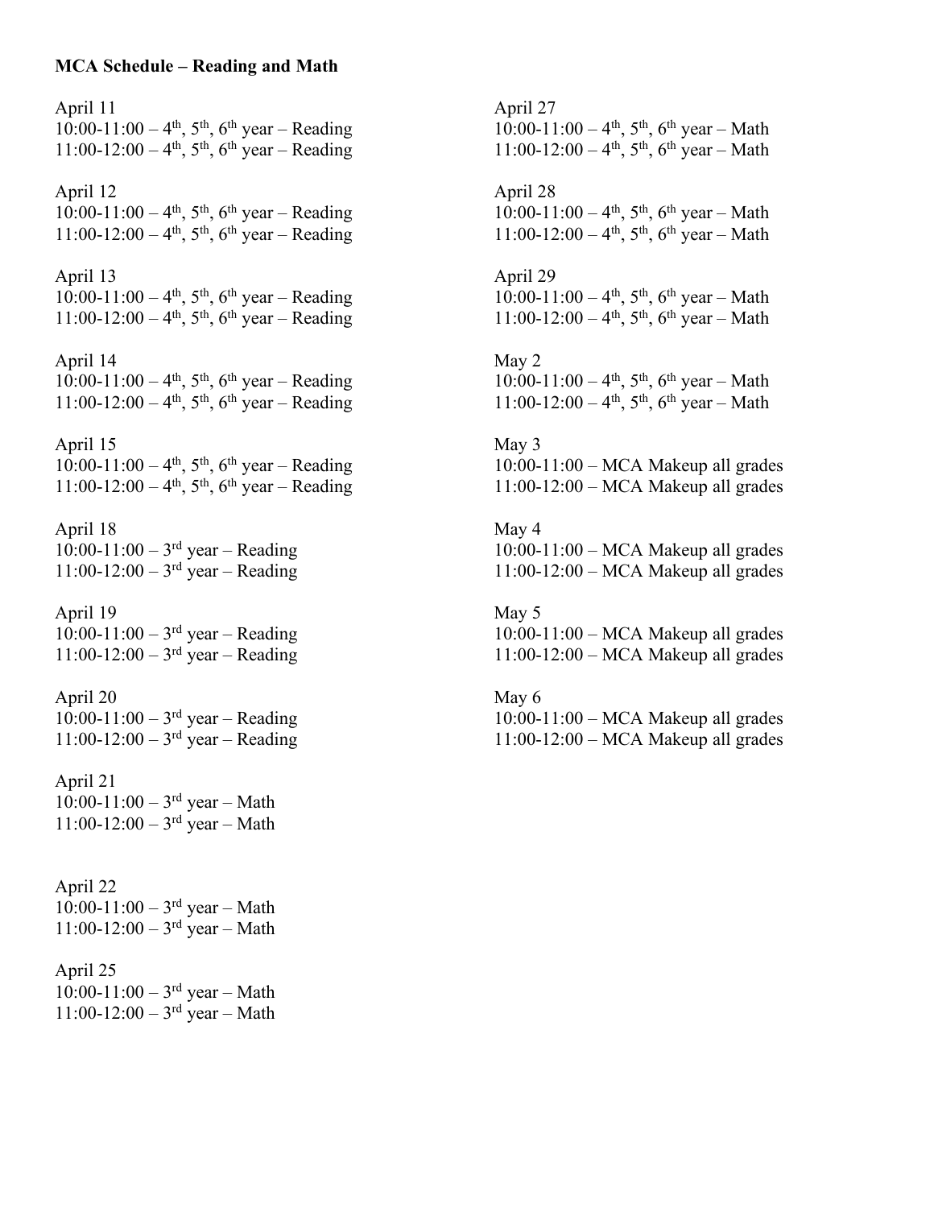**MCA Schedule – Reading and Math**

April 11
10:00-11:00 – 4th, 5th, 6th year – Reading
11:00-12:00 – 4th, 5th, 6th year – Reading

April 12
10:00-11:00 – 4th, 5th, 6th year – Reading
11:00-12:00 – 4th, 5th, 6th year – Reading

April 13
10:00-11:00 – 4th, 5th, 6th year – Reading
11:00-12:00 – 4th, 5th, 6th year – Reading

April 14
10:00-11:00 – 4th, 5th, 6th year – Reading
11:00-12:00 – 4th, 5th, 6th year – Reading

April 15
10:00-11:00 – 4th, 5th, 6th year – Reading
11:00-12:00 – 4th, 5th, 6th year – Reading

April 18
10:00-11:00 – 3rd year – Reading
11:00-12:00 – 3rd year – Reading

April 19
10:00-11:00 – 3rd year – Reading
11:00-12:00 – 3rd year – Reading

April 20
10:00-11:00 – 3rd year – Reading
11:00-12:00 – 3rd year – Reading

April 21
10:00-11:00 – 3rd year – Math
11:00-12:00 – 3rd year – Math

April 22
10:00-11:00 – 3rd year – Math
11:00-12:00 – 3rd year – Math

April 25
10:00-11:00 – 3rd year – Math
11:00-12:00 – 3rd year – Math

April 27
10:00-11:00 – 4th, 5th, 6th year – Math
11:00-12:00 – 4th, 5th, 6th year – Math

April 28
10:00-11:00 – 4th, 5th, 6th year – Math
11:00-12:00 – 4th, 5th, 6th year – Math

April 29
10:00-11:00 – 4th, 5th, 6th year – Math
11:00-12:00 – 4th, 5th, 6th year – Math

May 2
10:00-11:00 – 4th, 5th, 6th year – Math
11:00-12:00 – 4th, 5th, 6th year – Math

May 3
10:00-11:00 – MCA Makeup all grades
11:00-12:00 – MCA Makeup all grades

May 4
10:00-11:00 – MCA Makeup all grades
11:00-12:00 – MCA Makeup all grades

May 5
10:00-11:00 – MCA Makeup all grades
11:00-12:00 – MCA Makeup all grades

May 6
10:00-11:00 – MCA Makeup all grades
11:00-12:00 – MCA Makeup all grades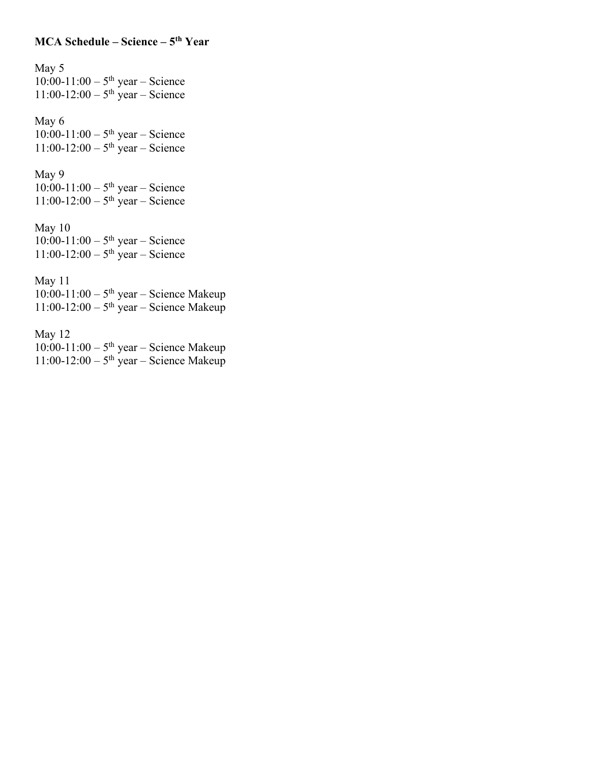**MCA Schedule – Science – 5th Year**

May 5
10:00-11:00 – 5th year – Science
11:00-12:00 – 5th year – Science

May 6
10:00-11:00 – 5th year – Science
11:00-12:00 – 5th year – Science

May 9
10:00-11:00 – 5th year – Science
11:00-12:00 – 5th year – Science

May 10
10:00-11:00 – 5th year – Science
11:00-12:00 – 5th year – Science

May 11
10:00-11:00 – 5th year – Science Makeup
11:00-12:00 – 5th year – Science Makeup

May 12
10:00-11:00 – 5th year – Science Makeup
11:00-12:00 – 5th year – Science Makeup